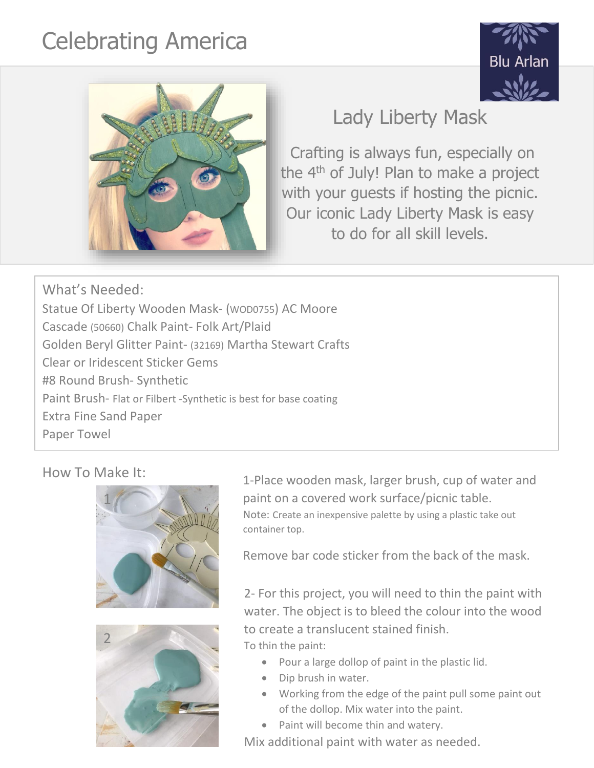# Celebrating America

Blu Arlan

## Lady Liberty Mask

Crafting is always fun, especially on the 4th of July! Plan to make a project with your guests if hosting the picnic. Our iconic Lady Liberty Mask is easy to do for all skill levels.

### What's Needed:

Statue Of Liberty Wooden Mask- (WOD0755) AC Moore
Cascade (50660) Chalk Paint- Folk Art/Plaid
Golden Beryl Glitter Paint- (32169) Martha Stewart Crafts
Clear or Iridescent Sticker Gems
#8 Round Brush- Synthetic
Paint Brush- Flat or Filbert -Synthetic is best for base coating
Extra Fine Sand Paper
Paper Towel

### How To Make It:

1-Place wooden mask, larger brush, cup of water and paint on a covered work surface/picnic table.
Note: Create an inexpensive palette by using a plastic take out container top.

Remove bar code sticker from the back of the mask.

2- For this project, you will need to thin the paint with water. The object is to bleed the colour into the wood to create a translucent stained finish.
To thin the paint:

- Pour a large dollop of paint in the plastic lid.
- Dip brush in water.
- Working from the edge of the paint pull some paint out of the dollop. Mix water into the paint.
- Paint will become thin and watery.

Mix additional paint with water as needed.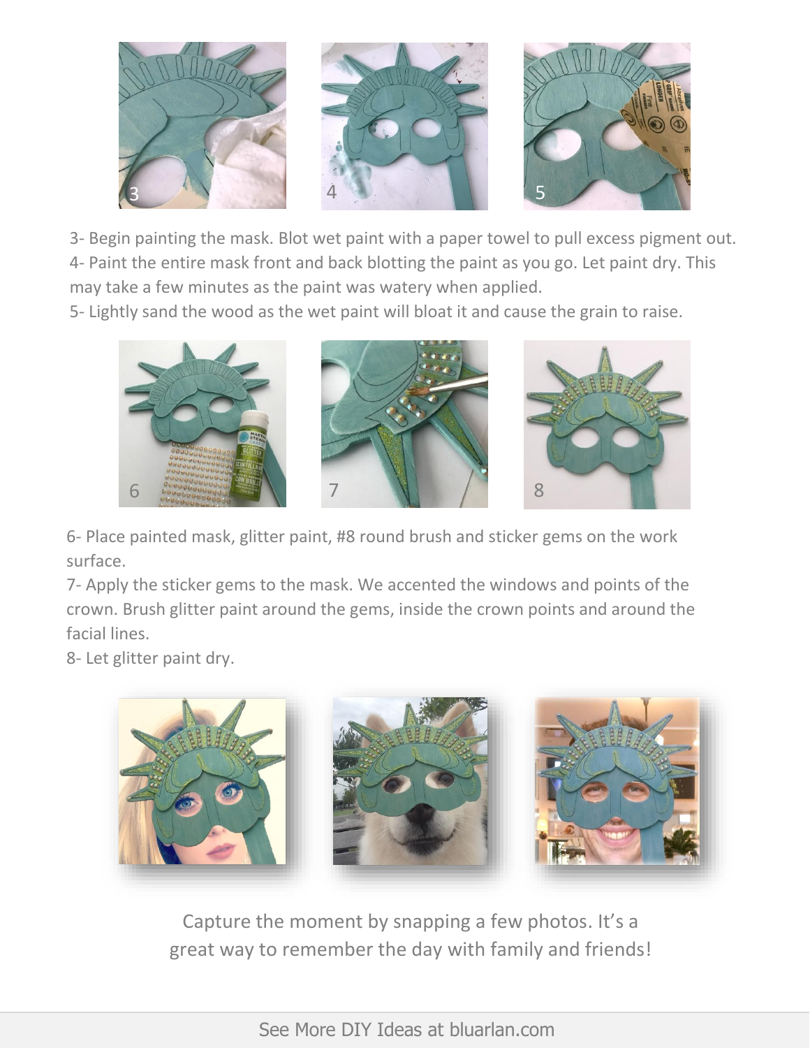3- Begin painting the mask. Blot wet paint with a paper towel to pull excess pigment out.
4- Paint the entire mask front and back blotting the paint as you go. Let paint dry. This may take a few minutes as the paint was watery when applied.
5- Lightly sand the wood as the wet paint will bloat it and cause the grain to raise.

6- Place painted mask, glitter paint, #8 round brush and sticker gems on the work surface.
7- Apply the sticker gems to the mask. We accented the windows and points of the crown. Brush glitter paint around the gems, inside the crown points and around the facial lines.
8- Let glitter paint dry.

Capture the moment by snapping a few photos. It's a great way to remember the day with family and friends!

See More DIY Ideas at bluarlan.com